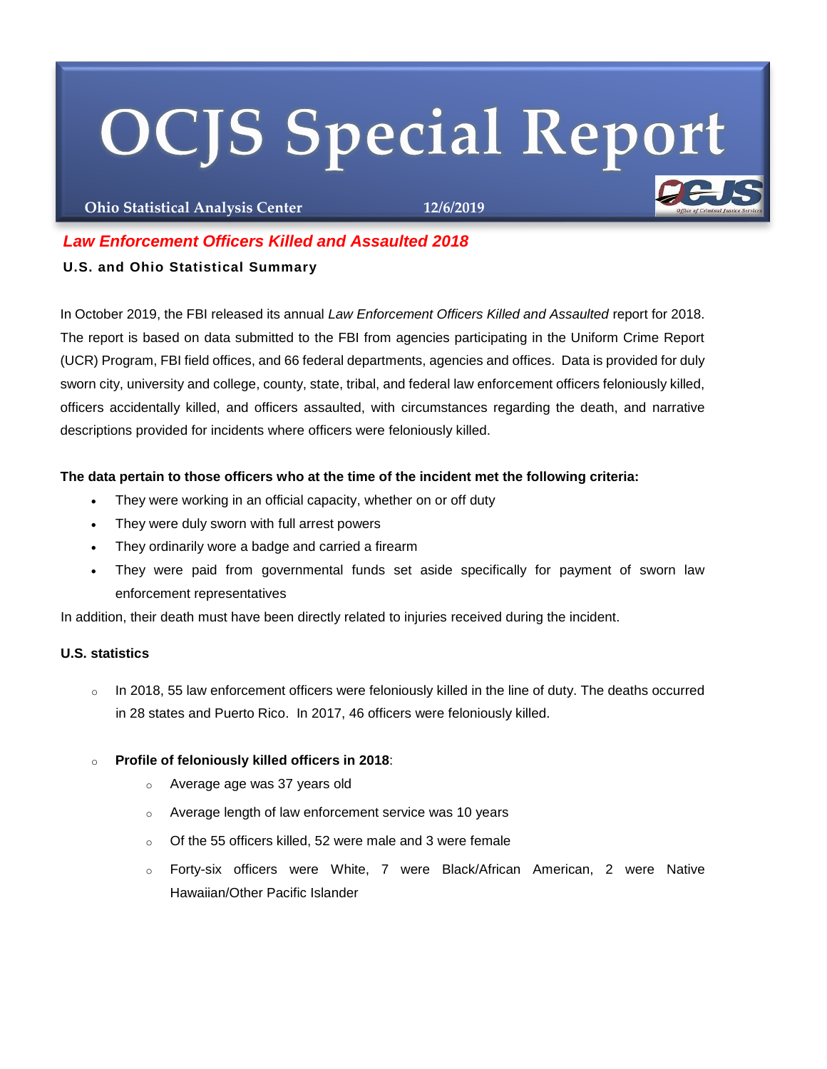# OCJS Special Report

**Ohio Statistical Analysis Center** **12/6/2019**

## *Law Enforcement Officers Killed and Assaulted 2018*

### U.S. and Ohio Statistical Summary

In October 2019, the FBI released its annual *Law Enforcement Officers Killed and Assaulted* report for 2018. The report is based on data submitted to the FBI from agencies participating in the Uniform Crime Report (UCR) Program, FBI field offices, and 66 federal departments, agencies and offices. Data is provided for duly sworn city, university and college, county, state, tribal, and federal law enforcement officers feloniously killed, officers accidentally killed, and officers assaulted, with circumstances regarding the death, and narrative descriptions provided for incidents where officers were feloniously killed.

**The data pertain to those officers who at the time of the incident met the following criteria:**

- They were working in an official capacity, whether on or off duty
- They were duly sworn with full arrest powers
- They ordinarily wore a badge and carried a firearm
- They were paid from governmental funds set aside specifically for payment of sworn law enforcement representatives

In addition, their death must have been directly related to injuries received during the incident.

**U.S. statistics**

- In 2018, 55 law enforcement officers were feloniously killed in the line of duty. The deaths occurred in 28 states and Puerto Rico. In 2017, 46 officers were feloniously killed.

- **Profile of feloniously killed officers in 2018**:
  - Average age was 37 years old
  - Average length of law enforcement service was 10 years
  - Of the 55 officers killed, 52 were male and 3 were female
  - Forty-six officers were White, 7 were Black/African American, 2 were Native Hawaiian/Other Pacific Islander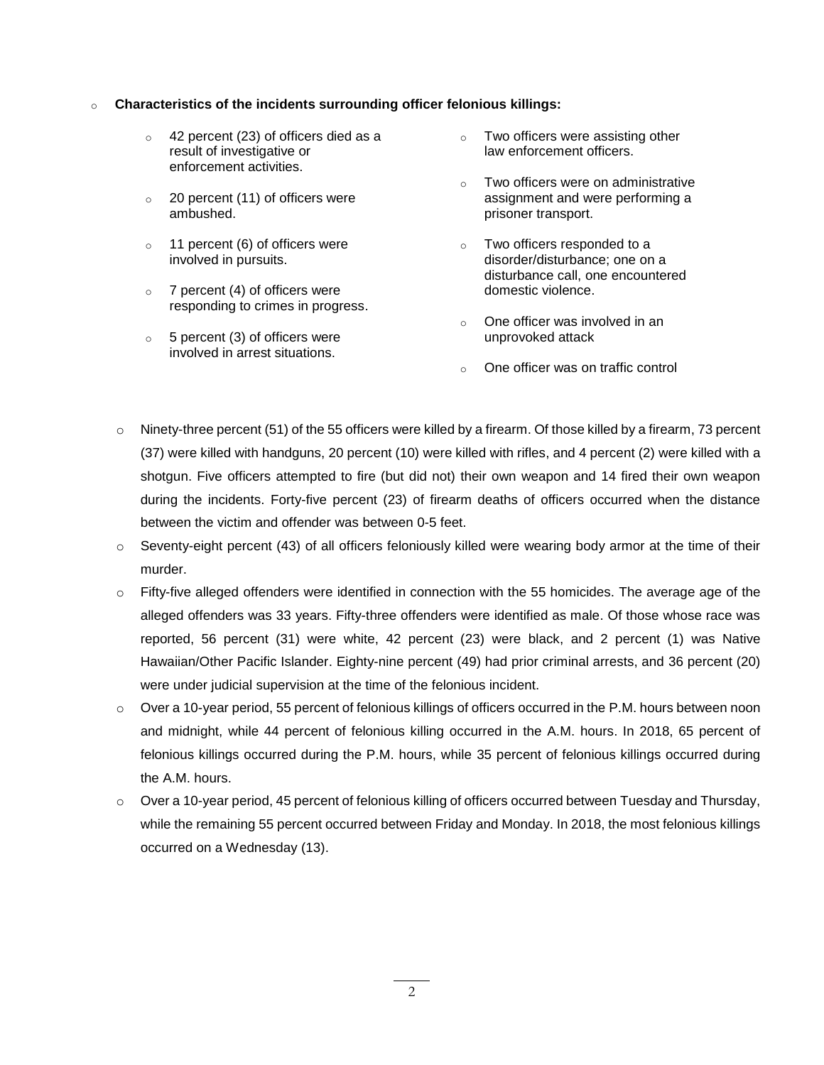- **Characteristics of the incidents surrounding officer felonious killings:**
  - 42 percent (23) of officers died as a result of investigative or enforcement activities.
  - 20 percent (11) of officers were ambushed.
  - 11 percent (6) of officers were involved in pursuits.
  - 7 percent (4) of officers were responding to crimes in progress.
  - 5 percent (3) of officers were involved in arrest situations.
  - Two officers were assisting other law enforcement officers.
  - Two officers were on administrative assignment and were performing a prisoner transport.
  - Two officers responded to a disorder/disturbance; one on a disturbance call, one encountered domestic violence.
  - One officer was involved in an unprovoked attack
  - One officer was on traffic control

- Ninety-three percent (51) of the 55 officers were killed by a firearm. Of those killed by a firearm, 73 percent (37) were killed with handguns, 20 percent (10) were killed with rifles, and 4 percent (2) were killed with a shotgun. Five officers attempted to fire (but did not) their own weapon and 14 fired their own weapon during the incidents. Forty-five percent (23) of firearm deaths of officers occurred when the distance between the victim and offender was between 0-5 feet.
- Seventy-eight percent (43) of all officers feloniously killed were wearing body armor at the time of their murder.
- Fifty-five alleged offenders were identified in connection with the 55 homicides. The average age of the alleged offenders was 33 years. Fifty-three offenders were identified as male. Of those whose race was reported, 56 percent (31) were white, 42 percent (23) were black, and 2 percent (1) was Native Hawaiian/Other Pacific Islander. Eighty-nine percent (49) had prior criminal arrests, and 36 percent (20) were under judicial supervision at the time of the felonious incident.
- Over a 10-year period, 55 percent of felonious killings of officers occurred in the P.M. hours between noon and midnight, while 44 percent of felonious killing occurred in the A.M. hours. In 2018, 65 percent of felonious killings occurred during the P.M. hours, while 35 percent of felonious killings occurred during the A.M. hours.
- Over a 10-year period, 45 percent of felonious killing of officers occurred between Tuesday and Thursday, while the remaining 55 percent occurred between Friday and Monday. In 2018, the most felonious killings occurred on a Wednesday (13).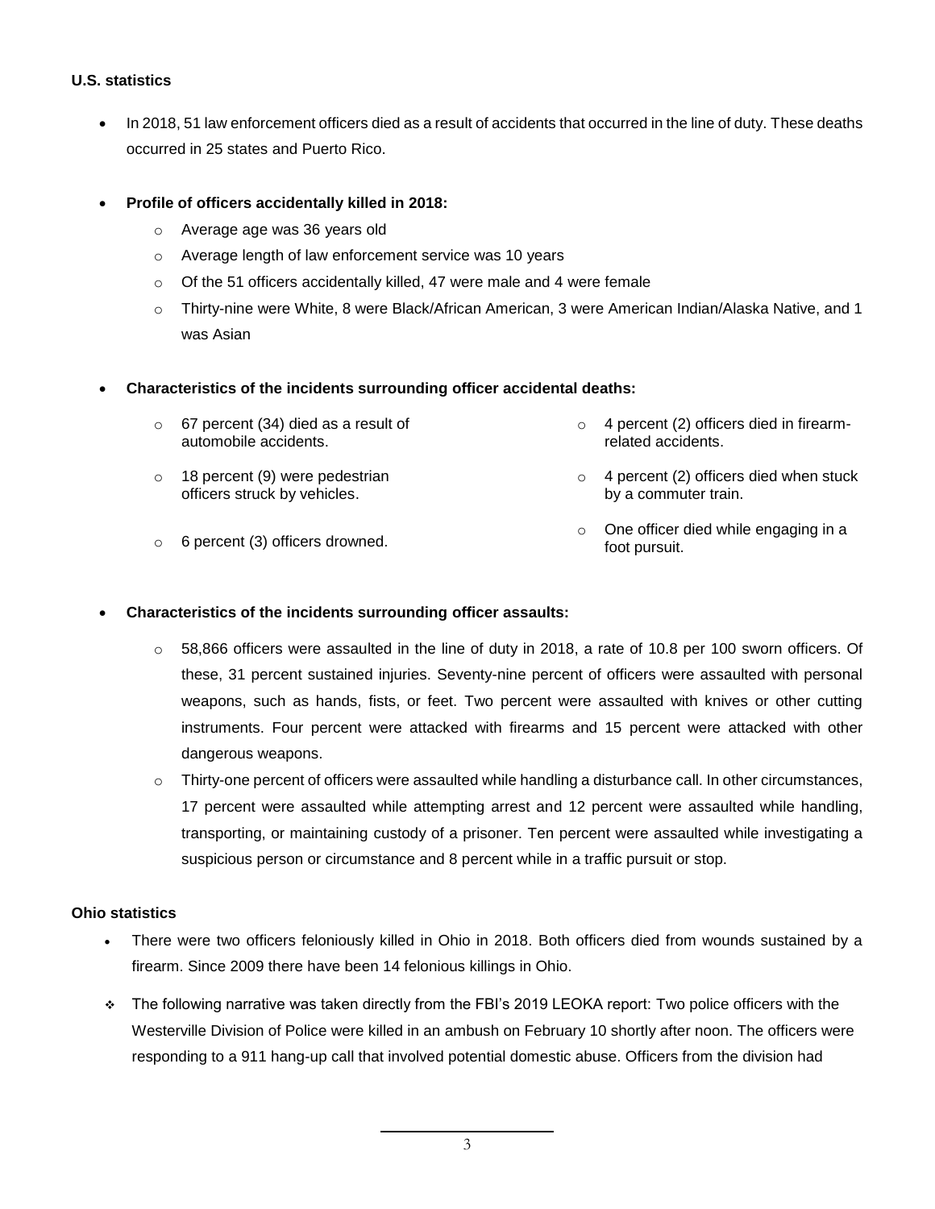**U.S. statistics**

- In 2018, 51 law enforcement officers died as a result of accidents that occurred in the line of duty. These deaths occurred in 25 states and Puerto Rico.

- **Profile of officers accidentally killed in 2018:**
  - Average age was 36 years old
  - Average length of law enforcement service was 10 years
  - Of the 51 officers accidentally killed, 47 were male and 4 were female
  - Thirty-nine were White, 8 were Black/African American, 3 were American Indian/Alaska Native, and 1 was Asian

- **Characteristics of the incidents surrounding officer accidental deaths:**
  - 67 percent (34) died as a result of automobile accidents.
  - 18 percent (9) were pedestrian officers struck by vehicles.
  - 6 percent (3) officers drowned.
  - 4 percent (2) officers died in firearm-related accidents.
  - 4 percent (2) officers died when stuck by a commuter train.
  - One officer died while engaging in a foot pursuit.

- **Characteristics of the incidents surrounding officer assaults:**
  - 58,866 officers were assaulted in the line of duty in 2018, a rate of 10.8 per 100 sworn officers. Of these, 31 percent sustained injuries. Seventy-nine percent of officers were assaulted with personal weapons, such as hands, fists, or feet. Two percent were assaulted with knives or other cutting instruments. Four percent were attacked with firearms and 15 percent were attacked with other dangerous weapons.
  - Thirty-one percent of officers were assaulted while handling a disturbance call. In other circumstances, 17 percent were assaulted while attempting arrest and 12 percent were assaulted while handling, transporting, or maintaining custody of a prisoner. Ten percent were assaulted while investigating a suspicious person or circumstance and 8 percent while in a traffic pursuit or stop.

**Ohio statistics**

- There were two officers feloniously killed in Ohio in 2018. Both officers died from wounds sustained by a firearm. Since 2009 there have been 14 felonious killings in Ohio.

- The following narrative was taken directly from the FBI's 2019 LEOKA report: Two police officers with the Westerville Division of Police were killed in an ambush on February 10 shortly after noon. The officers were responding to a 911 hang-up call that involved potential domestic abuse. Officers from the division had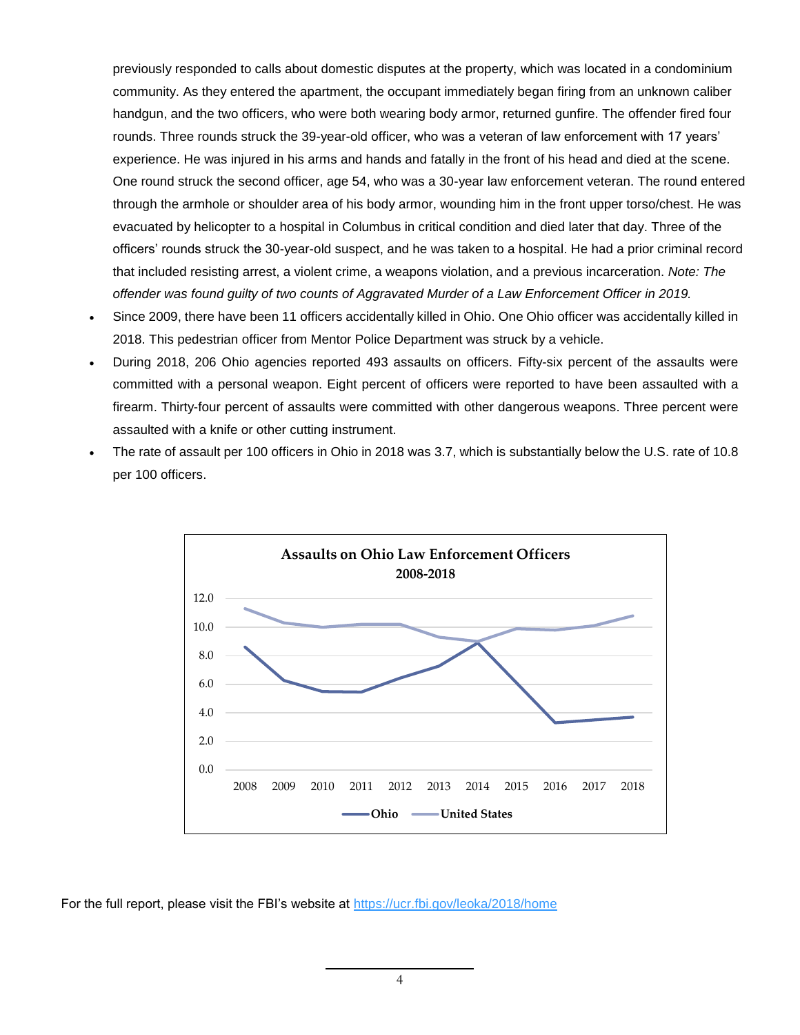previously responded to calls about domestic disputes at the property, which was located in a condominium community. As they entered the apartment, the occupant immediately began firing from an unknown caliber handgun, and the two officers, who were both wearing body armor, returned gunfire. The offender fired four rounds. Three rounds struck the 39-year-old officer, who was a veteran of law enforcement with 17 years' experience. He was injured in his arms and hands and fatally in the front of his head and died at the scene. One round struck the second officer, age 54, who was a 30-year law enforcement veteran. The round entered through the armhole or shoulder area of his body armor, wounding him in the front upper torso/chest. He was evacuated by helicopter to a hospital in Columbus in critical condition and died later that day. Three of the officers' rounds struck the 30-year-old suspect, and he was taken to a hospital. He had a prior criminal record that included resisting arrest, a violent crime, a weapons violation, and a previous incarceration. *Note: The offender was found guilty of two counts of Aggravated Murder of a Law Enforcement Officer in 2019.*

- Since 2009, there have been 11 officers accidentally killed in Ohio. One Ohio officer was accidentally killed in 2018. This pedestrian officer from Mentor Police Department was struck by a vehicle.
- During 2018, 206 Ohio agencies reported 493 assaults on officers. Fifty-six percent of the assaults were committed with a personal weapon. Eight percent of officers were reported to have been assaulted with a firearm. Thirty-four percent of assaults were committed with other dangerous weapons. Three percent were assaulted with a knife or other cutting instrument.
- The rate of assault per 100 officers in Ohio in 2018 was 3.7, which is substantially below the U.S. rate of 10.8 per 100 officers.

**Assaults on Ohio Law Enforcement Officers**
**2008-2018**

12.0
10.0
8.0
6.0
4.0
2.0
0.0

2008 2009 2010 2011 2012 2013 2014 2015 2016 2017 2018

Ohio — United States

For the full report, please visit the FBI's website at [https://ucr.fbi.gov/leoka/2018/home](https://ucr.fbi.gov/leoka/2018/home)